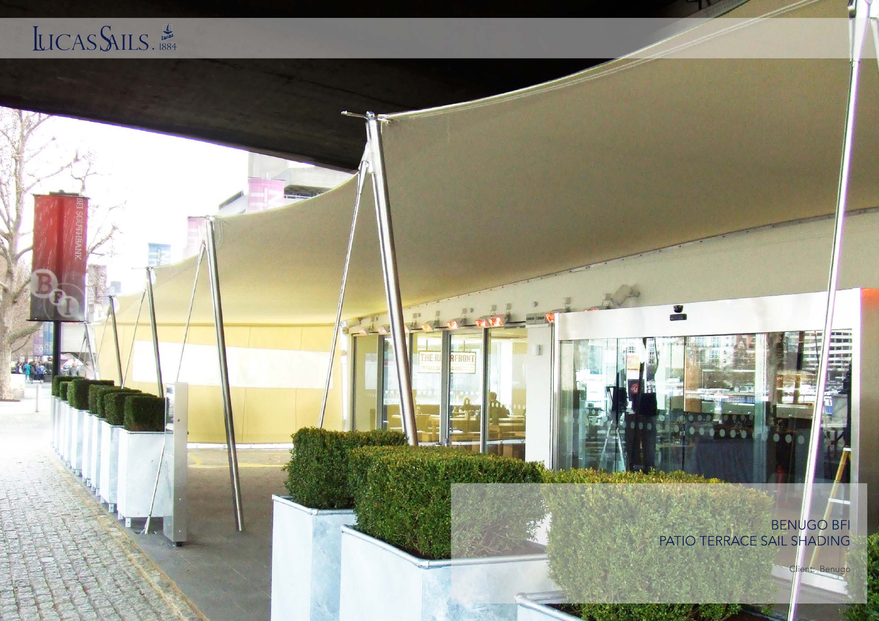LUCAS SAILS. 1884

BENUGO BFI
PATIO TERRACE SAIL SHADING

Client: Benugo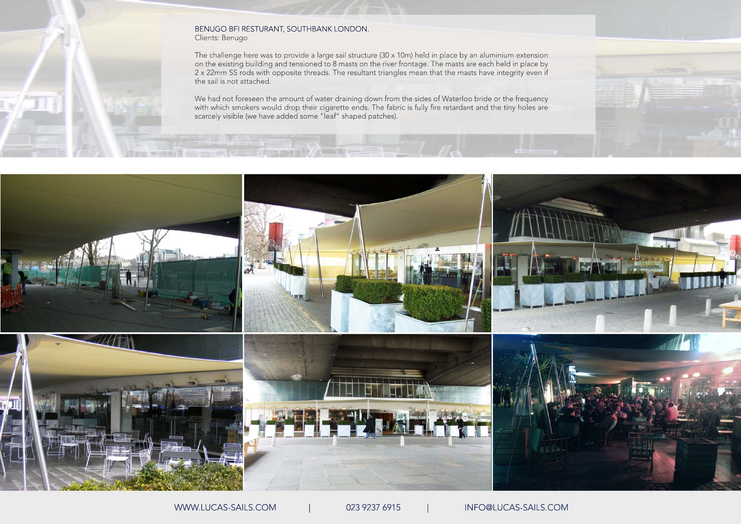BENUGO BFI RESTURANT, SOUTHBANK LONDON.
Clients: Benugo

The challenge here was to provide a large sail structure (30 x 10m) held in place by an aluminium extension on the existing building and tensioned to 8 masts on the river frontage. The masts are each held in place by 2 x 22mm SS rods with opposite threads. The resultant triangles mean that the masts have integrity even if the sail is not attached.

We had not foreseen the amount of water draining down from the sides of Waterloo bride or the frequency with which smokers would drop their cigarette ends. The fabric is fully fire retardant and the tiny holes are scarcely visible (we have added some "leaf" shaped patches).

WWW.LUCAS-SAILS.COM | 023 9237 6915 | INFO@LUCAS-SAILS.COM